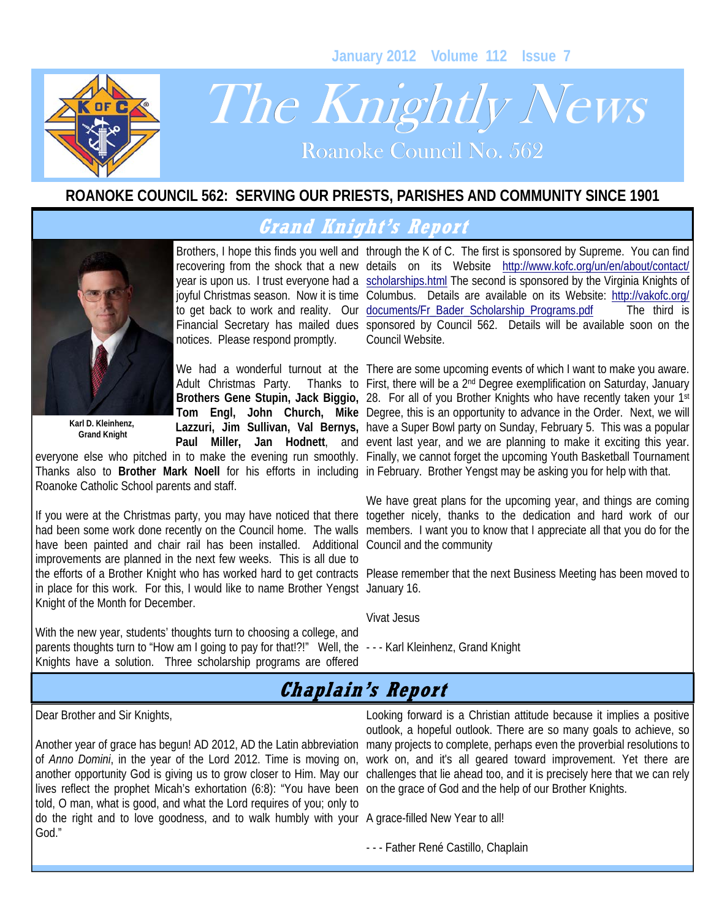# The Knightly News

Roanoke Council No. 562

January 2012 Volume 112 Issue 7

**ROANOKE COUNCIL 562: SERVING OUR PRIESTS, PARISHES AND COMMUNITY SINCE 1901**

## Grand Knight's Report

**Karl D. Kleinhenz, Grand Knight**

Brothers, I hope this finds you well and recovering from the shock that a new year is upon us. I trust everyone had a joyful Christmas season. Now it is time to get back to work and reality. Our Financial Secretary has mailed dues notices. Please respond promptly.

We had a wonderful turnout at the Adult Christmas Party. Thanks to **Brothers Gene Stupin, Jack Biggio, Tom Engl, John Church, Mike Lazzuri, Jim Sullivan, Val Bernys, Paul Miller, Jan Hodnett**, and everyone else who pitched in to make the evening run smoothly. Thanks also to **Brother Mark Noell** for his efforts in including Roanoke Catholic School parents and staff.

If you were at the Christmas party, you may have noticed that there had been some work done recently on the Council home. The walls have been painted and chair rail has been installed. Additional improvements are planned in the next few weeks. This is all due to the efforts of a Brother Knight who has worked hard to get contracts in place for this work. For this, I would like to name Brother Yengst Knight of the Month for December.

With the new year, students' thoughts turn to choosing a college, and parents thoughts turn to "How am I going to pay for that!?!" Well, the Knights have a solution. Three scholarship programs are offered through the K of C. The first is sponsored by Supreme. You can find details on its Website http://www.kofc.org/un/en/about/contact/scholarships.html The second is sponsored by the Virginia Knights of Columbus. Details are available on its Website: http://vakofc.org/documents/Fr_Bader_Scholarship_Programs.pdf The third is sponsored by Council 562. Details will be available soon on the Council Website.

There are some upcoming events of which I want to make you aware. First, there will be a 2nd Degree exemplification on Saturday, January 28. For all of you Brother Knights who have recently taken your 1st Degree, this is an opportunity to advance in the Order. Next, we will have a Super Bowl party on Sunday, February 5. This was a popular event last year, and we are planning to make it exciting this year. Finally, we cannot forget the upcoming Youth Basketball Tournament in February. Brother Yengst may be asking you for help with that.

We have great plans for the upcoming year, and things are coming together nicely, thanks to the dedication and hard work of our members. I want you to know that I appreciate all that you do for the Council and the community

Please remember that the next Business Meeting has been moved to January 16.

Vivat Jesus

- - - Karl Kleinhenz, Grand Knight

## Chaplain's Report

Dear Brother and Sir Knights,

Another year of grace has begun! AD 2012, AD the Latin abbreviation of *Anno Domini*, in the year of the Lord 2012. Time is moving on, another opportunity God is giving us to grow closer to Him. May our lives reflect the prophet Micah's exhortation (6:8): "You have been told, O man, what is good, and what the Lord requires of you; only to do the right and to love goodness, and to walk humbly with your God."

Looking forward is a Christian attitude because it implies a positive outlook, a hopeful outlook. There are so many goals to achieve, so many projects to complete, perhaps even the proverbial resolutions to work on, and it's all geared toward improvement. Yet there are challenges that lie ahead too, and it is precisely here that we can rely on the grace of God and the help of our Brother Knights.

A grace-filled New Year to all!

- - - Father René Castillo, Chaplain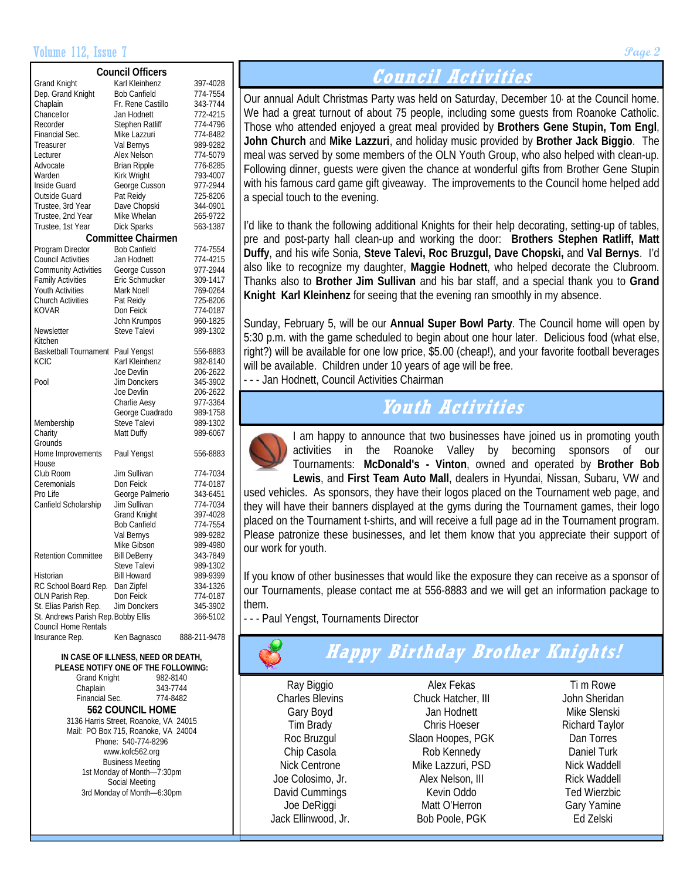## Council Officers

| | | |
|---|---|---|
| Grand Knight | Karl Kleinhenz | 397-4028 |
| Dep. Grand Knight | Bob Canfield | 774-7554 |
| Chaplain | Fr. Rene Castillo | 343-7744 |
| Chancellor | Jan Hodnett | 772-4215 |
| Recorder | Stephen Ratliff | 774-4796 |
| Financial Sec. | Mike Lazzuri | 774-8482 |
| Treasurer | Val Bernys | 989-9282 |
| Lecturer | Alex Nelson | 774-5079 |
| Advocate | Brian Ripple | 776-8285 |
| Warden | Kirk Wright | 793-4007 |
| Inside Guard | George Cusson | 977-2944 |
| Outside Guard | Pat Reidy | 725-8206 |
| Trustee, 3rd Year | Dave Chopski | 344-0901 |
| Trustee, 2nd Year | Mike Whelan | 265-9722 |
| Trustee, 1st Year | Dick Sparks | 563-1387 |

## Committee Chairmen

| | | |
|---|---|---|
| Program Director | Bob Canfield | 774-7554 |
| Council Activities | Jan Hodnett | 774-4215 |
| Community Activities | George Cusson | 977-2944 |
| Family Activities | Eric Schmucker | 309-1417 |
| Youth Activities | Mark Noell | 769-0264 |
| Church Activities | Pat Reidy | 725-8206 |
| KOVAR | Don Feick | 774-0187 |
| | John Krumpos | 960-1825 |
| Newsletter | Steve Talevi | 989-1302 |
| Kitchen | | |
| Basketball Tournament | Paul Yengst | 556-8883 |
| KCIC | Karl Kleinhenz | 982-8140 |
| | Joe Devlin | 206-2622 |
| Pool | Jim Donckers | 345-3902 |
| | Joe Devlin | 206-2622 |
| | Charlie Aesy | 977-3364 |
| | George Cuadrado | 989-1758 |
| Membership | Steve Talevi | 989-1302 |
| Charity | Matt Duffy | 989-6067 |
| Grounds | | |
| Home Improvements | Paul Yengst | 556-8883 |
| House | | |
| Club Room | Jim Sullivan | 774-7034 |
| Ceremonials | Don Feick | 774-0187 |
| Pro Life | George Palmerio | 343-6451 |
| Canfield Scholarship | Jim Sullivan | 774-7034 |
| | Grand Knight | 397-4028 |
| | Bob Canfield | 774-7554 |
| | Val Bernys | 989-9282 |
| | Mike Gibson | 989-4980 |
| Retention Committee | Bill DeBerry | 343-7849 |
| | Steve Talevi | 989-1302 |
| Historian | Bill Howard | 989-9399 |
| RC School Board Rep. | Dan Zipfel | 334-1326 |
| OLN Parish Rep. | Don Feick | 774-0187 |
| St. Elias Parish Rep. | Jim Donckers | 345-3902 |
| St. Andrews Parish Rep. | Bobby Ellis | 366-5102 |
| Council Home Rentals | | |
| Insurance Rep. | Ken Bagnasco | 888-211-9478 |

**IN CASE OF ILLNESS, NEED OR DEATH, PLEASE NOTIFY ONE OF THE FOLLOWING:**

| | |
|---|---|
| Grand Knight | 982-8140 |
| Chaplain | 343-7744 |
| Financial Sec. | 774-8482 |

**562 COUNCIL HOME**

3136 Harris Street, Roanoke, VA 24015
Mail: PO Box 715, Roanoke, VA 24004
Phone: 540-774-8296
www.kofc562.org
Business Meeting
1st Monday of Month—7:30pm
Social Meeting
3rd Monday of Month—6:30pm

# Council Activities

Our annual Adult Christmas Party was held on Saturday, December 10 at the Council home. We had a great turnout of about 75 people, including some guests from Roanoke Catholic. Those who attended enjoyed a great meal provided by **Brothers Gene Stupin, Tom Engl**, **John Church** and **Mike Lazzuri**, and holiday music provided by **Brother Jack Biggio**. The meal was served by some members of the OLN Youth Group, who also helped with clean-up. Following dinner, guests were given the chance at wonderful gifts from Brother Gene Stupin with his famous card game gift giveaway. The improvements to the Council home helped add a special touch to the evening.

I'd like to thank the following additional Knights for their help decorating, setting-up of tables, pre and post-party hall clean-up and working the door: **Brothers Stephen Ratliff, Matt Duffy**, and his wife Sonia, **Steve Talevi, Roc Bruzgul, Dave Chopski,** and **Val Bernys**. I'd also like to recognize my daughter, **Maggie Hodnett**, who helped decorate the Clubroom. Thanks also to **Brother Jim Sullivan** and his bar staff, and a special thank you to **Grand Knight Karl Kleinhenz** for seeing that the evening ran smoothly in my absence.

Sunday, February 5, will be our **Annual Super Bowl Party**. The Council home will open by 5:30 p.m. with the game scheduled to begin about one hour later. Delicious food (what else, right?) will be available for one low price, $5.00 (cheap!), and your favorite football beverages will be available. Children under 10 years of age will be free.

- - - Jan Hodnett, Council Activities Chairman

# Youth Activities

I am happy to announce that two businesses have joined us in promoting youth activities in the Roanoke Valley by becoming sponsors of our Tournaments: **McDonald's - Vinton**, owned and operated by **Brother Bob Lewis**, and **First Team Auto Mall**, dealers in Hyundai, Nissan, Subaru, VW and used vehicles. As sponsors, they have their logos placed on the Tournament web page, and they will have their banners displayed at the gyms during the Tournament games, their logo placed on the Tournament t-shirts, and will receive a full page ad in the Tournament program. Please patronize these businesses, and let them know that you appreciate their support of our work for youth.

If you know of other businesses that would like the exposure they can receive as a sponsor of our Tournaments, please contact me at 556-8883 and we will get an information package to them.

- - - Paul Yengst, Tournaments Director

# Happy Birthday Brother Knights!

| | | |
|---|---|---|
| Ray Biggio | Alex Fekas | Tim Rowe |
| Charles Blevins | Chuck Hatcher, III | John Sheridan |
| Gary Boyd | Jan Hodnett | Mike Slenski |
| Tim Brady | Chris Hoeser | Richard Taylor |
| Roc Bruzgul | Slaon Hoopes, PGK | Dan Torres |
| Chip Casola | Rob Kennedy | Daniel Turk |
| Nick Centrone | Mike Lazzuri, PSD | Nick Waddell |
| Joe Colosimo, Jr. | Alex Nelson, III | Rick Waddell |
| David Cummings | Kevin Oddo | Ted Wierzbic |
| Joe DeRiggi | Matt O'Herron | Gary Yamine |
| Jack Ellinwood, Jr. | Bob Poole, PGK | Ed Zelski |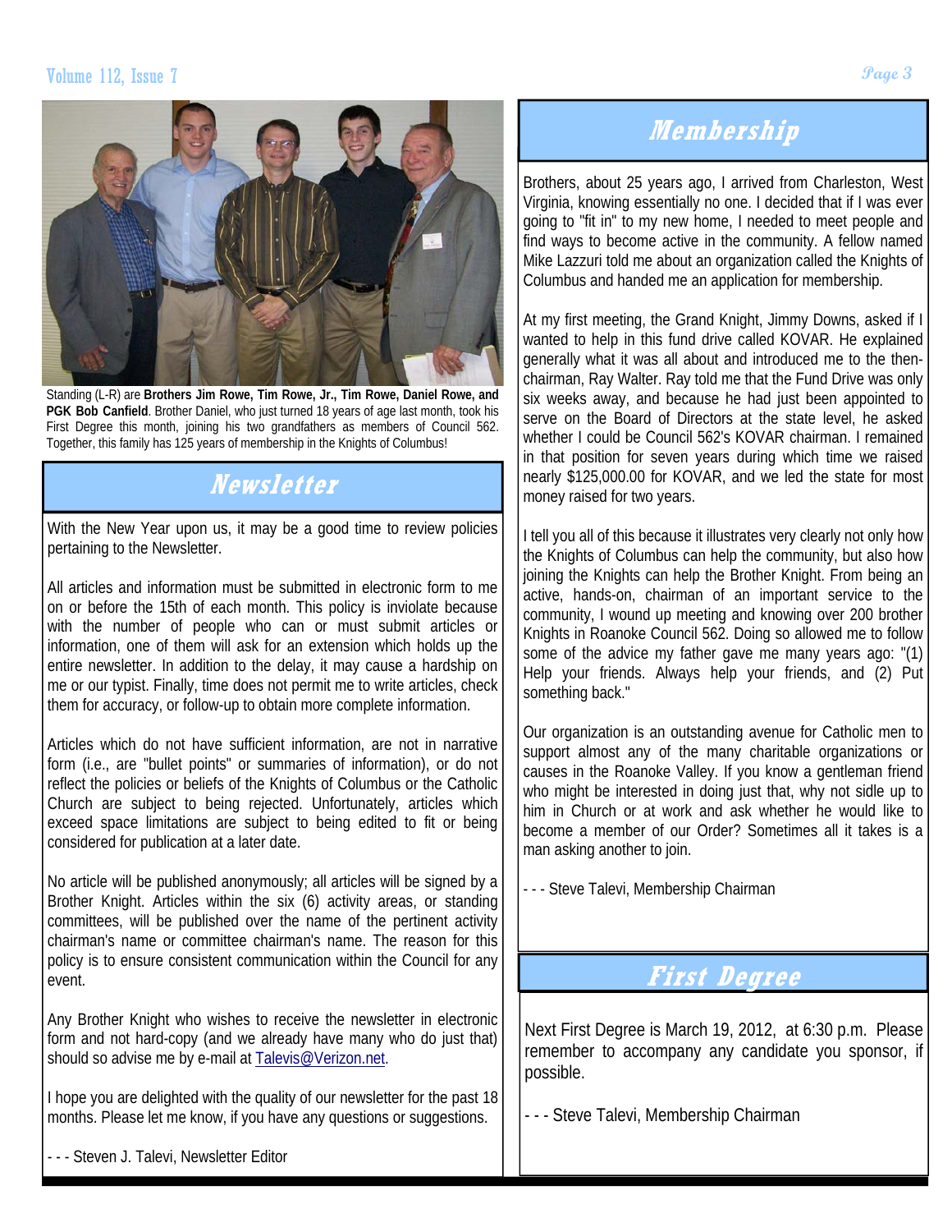Standing (L-R) are **Brothers Jim Rowe, Tim Rowe, Jr., Tim Rowe, Daniel Rowe, and PGK Bob Canfield**. Brother Daniel, who just turned 18 years of age last month, took his First Degree this month, joining his two grandfathers as members of Council 562. Together, this family has 125 years of membership in the Knights of Columbus!

## Newsletter

With the New Year upon us, it may be a good time to review policies pertaining to the Newsletter.

All articles and information must be submitted in electronic form to me on or before the 15th of each month. This policy is inviolate because with the number of people who can or must submit articles or information, one of them will ask for an extension which holds up the entire newsletter. In addition to the delay, it may cause a hardship on me or our typist. Finally, time does not permit me to write articles, check them for accuracy, or follow-up to obtain more complete information.

Articles which do not have sufficient information, are not in narrative form (i.e., are "bullet points" or summaries of information), or do not reflect the policies or beliefs of the Knights of Columbus or the Catholic Church are subject to being rejected. Unfortunately, articles which exceed space limitations are subject to being edited to fit or being considered for publication at a later date.

No article will be published anonymously; all articles will be signed by a Brother Knight. Articles within the six (6) activity areas, or standing committees, will be published over the name of the pertinent activity chairman's name or committee chairman's name. The reason for this policy is to ensure consistent communication within the Council for any event.

Any Brother Knight who wishes to receive the newsletter in electronic form and not hard-copy (and we already have many who do just that) should so advise me by e-mail at Talevis@Verizon.net.

I hope you are delighted with the quality of our newsletter for the past 18 months. Please let me know, if you have any questions or suggestions.

- - - Steven J. Talevi, Newsletter Editor

## Membership

Brothers, about 25 years ago, I arrived from Charleston, West Virginia, knowing essentially no one. I decided that if I was ever going to "fit in" to my new home, I needed to meet people and find ways to become active in the community. A fellow named Mike Lazzuri told me about an organization called the Knights of Columbus and handed me an application for membership.

At my first meeting, the Grand Knight, Jimmy Downs, asked if I wanted to help in this fund drive called KOVAR. He explained generally what it was all about and introduced me to the then-chairman, Ray Walter. Ray told me that the Fund Drive was only six weeks away, and because he had just been appointed to serve on the Board of Directors at the state level, he asked whether I could be Council 562's KOVAR chairman. I remained in that position for seven years during which time we raised nearly $125,000.00 for KOVAR, and we led the state for most money raised for two years.

I tell you all of this because it illustrates very clearly not only how the Knights of Columbus can help the community, but also how joining the Knights can help the Brother Knight. From being an active, hands-on, chairman of an important service to the community, I wound up meeting and knowing over 200 brother Knights in Roanoke Council 562. Doing so allowed me to follow some of the advice my father gave me many years ago: "(1) Help your friends. Always help your friends, and (2) Put something back."

Our organization is an outstanding avenue for Catholic men to support almost any of the many charitable organizations or causes in the Roanoke Valley. If you know a gentleman friend who might be interested in doing just that, why not sidle up to him in Church or at work and ask whether he would like to become a member of our Order? Sometimes all it takes is a man asking another to join.

- - - Steve Talevi, Membership Chairman

## First Degree

Next First Degree is March 19, 2012, at 6:30 p.m. Please remember to accompany any candidate you sponsor, if possible.

- - - Steve Talevi, Membership Chairman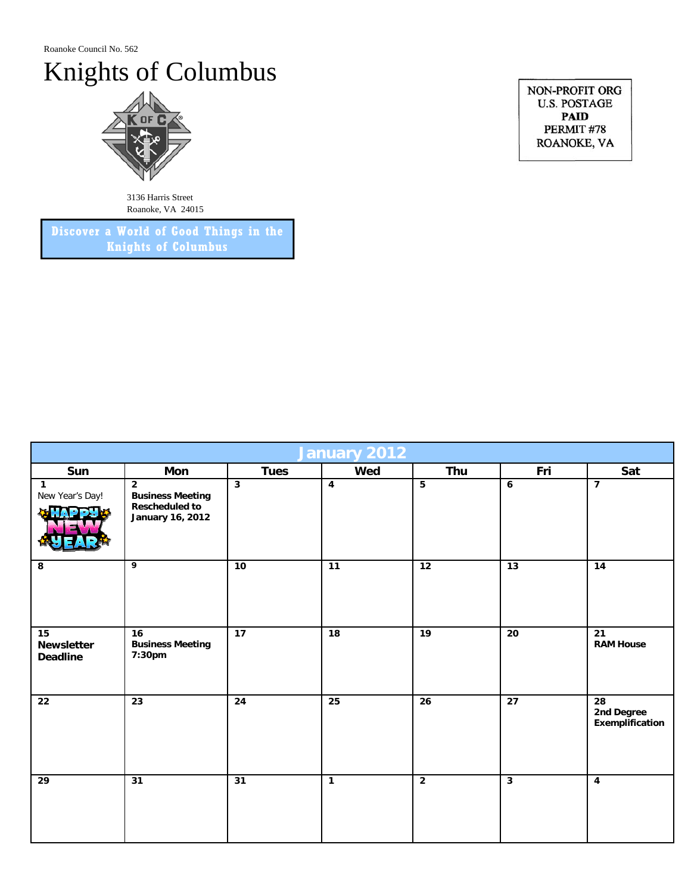Roanoke Council No. 562

# Knights of Columbus

3136 Harris Street
Roanoke, VA 24015

**Discover a World of Good Things in the Knights of Columbus**

NON-PROFIT ORG
U.S. POSTAGE
**PAID**
PERMIT #78
ROANOKE, VA

## January 2012

| Sun | Mon | Tues | Wed | Thu | Fri | Sat |
|---|---|---|---|---|---|---|
| **1** New Year's Day! HAPPY NEW YEAR | **2** **Business Meeting Rescheduled to January 16, 2012** | **3** | **4** | **5** | **6** | **7** |
| **8** | **9** | **10** | **11** | **12** | **13** | **14** |
| **15** **Newsletter Deadline** | **16** **Business Meeting 7:30pm** | **17** | **18** | **19** | **20** | **21** **RAM House** |
| **22** | **23** | **24** | **25** | **26** | **27** | **28** **2nd Degree Exemplification** |
| **29** | **31** | **31** | **1** | **2** | **3** | **4** |